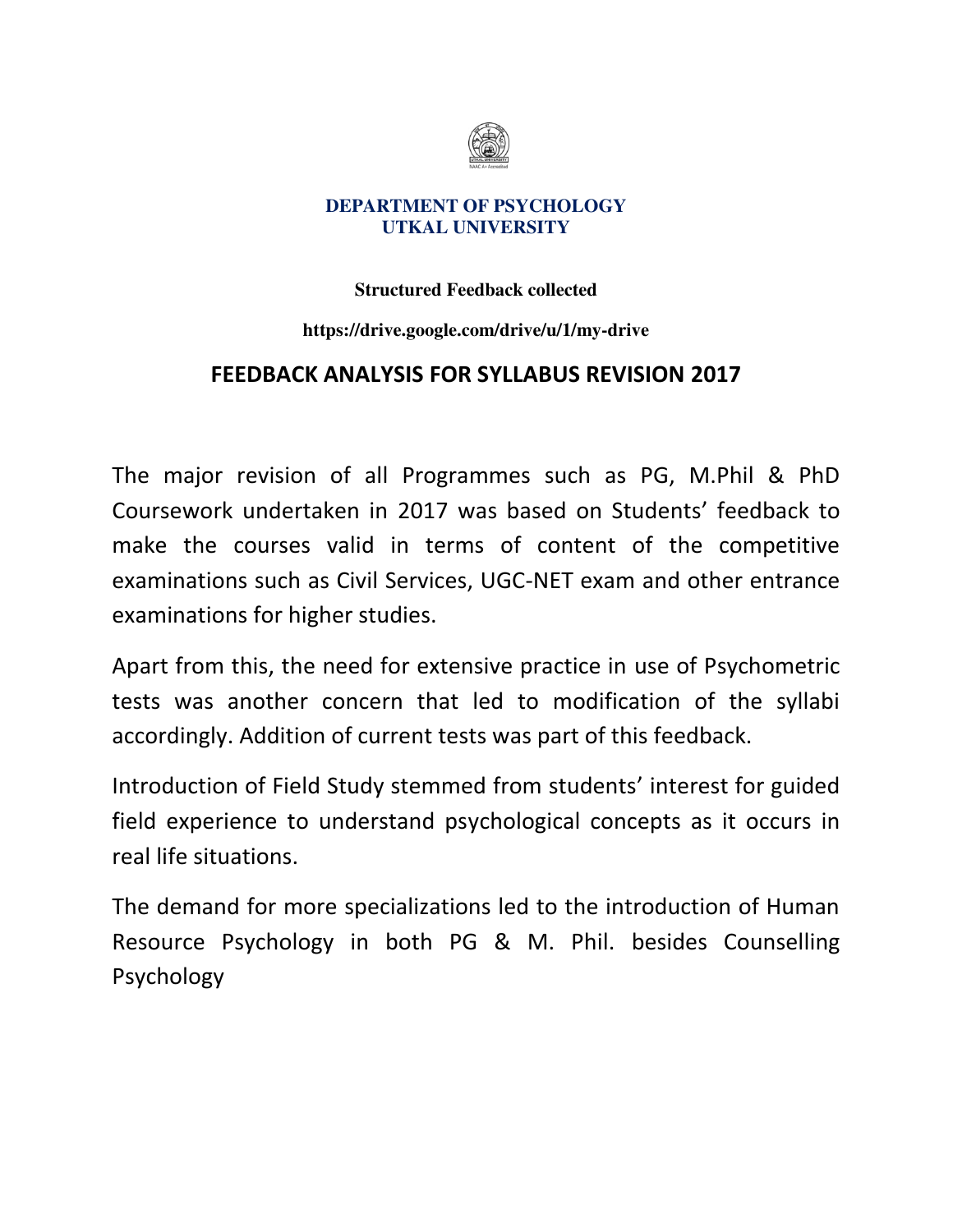**DEPARTMENT OF PSYCHOLOGY**
**UTKAL UNIVERSITY**

**Structured Feedback collected**

**https://drive.google.com/drive/u/1/my-drive**

# FEEDBACK ANALYSIS FOR SYLLABUS REVISION 2017

The major revision of all Programmes such as PG, M.Phil & PhD Coursework undertaken in 2017 was based on Students' feedback to make the courses valid in terms of content of the competitive examinations such as Civil Services, UGC-NET exam and other entrance examinations for higher studies.

Apart from this, the need for extensive practice in use of Psychometric tests was another concern that led to modification of the syllabi accordingly. Addition of current tests was part of this feedback.

Introduction of Field Study stemmed from students' interest for guided field experience to understand psychological concepts as it occurs in real life situations.

The demand for more specializations led to the introduction of Human Resource Psychology in both PG & M. Phil. besides Counselling Psychology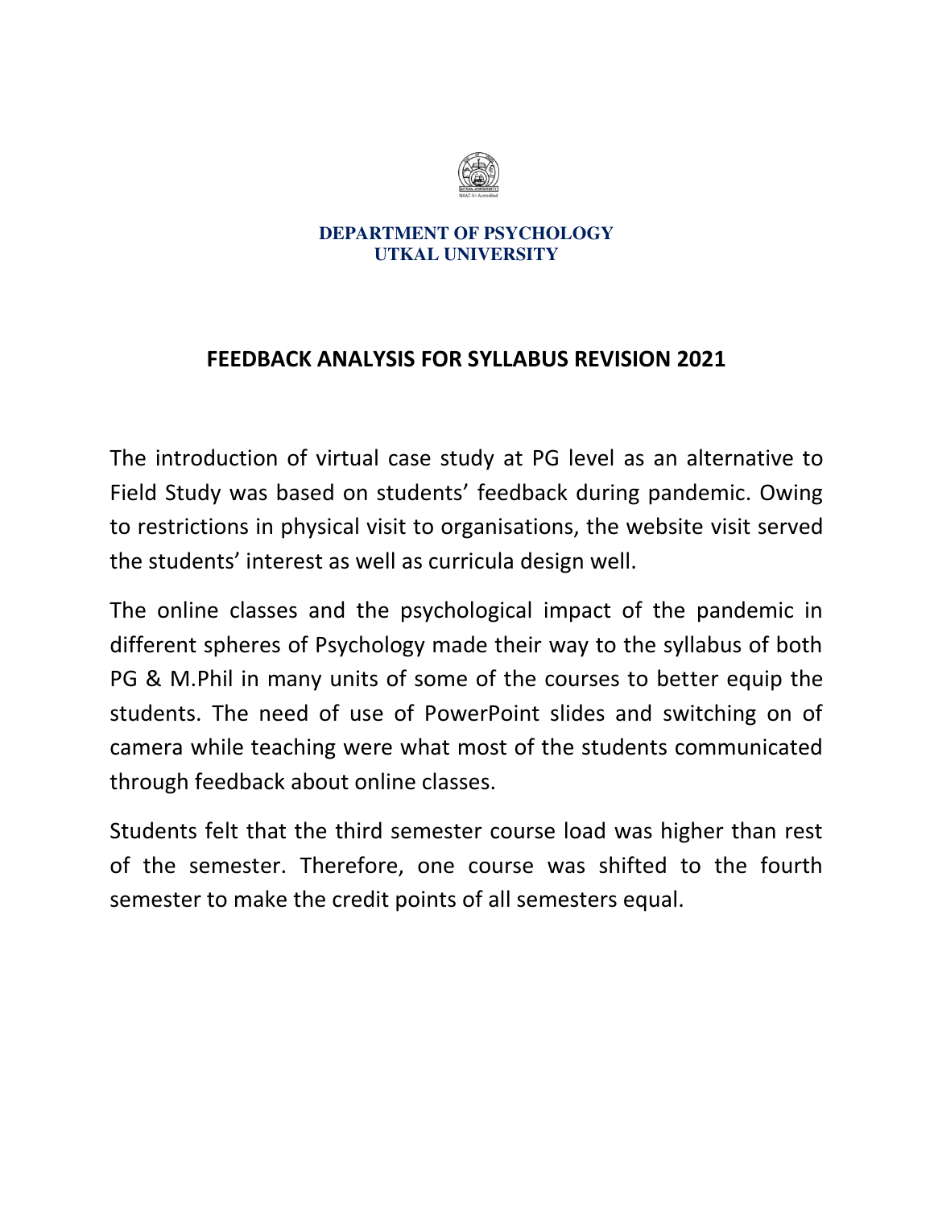**DEPARTMENT OF PSYCHOLOGY**
**UTKAL UNIVERSITY**

## FEEDBACK ANALYSIS FOR SYLLABUS REVISION 2021

The introduction of virtual case study at PG level as an alternative to Field Study was based on students' feedback during pandemic. Owing to restrictions in physical visit to organisations, the website visit served the students' interest as well as curricula design well.

The online classes and the psychological impact of the pandemic in different spheres of Psychology made their way to the syllabus of both PG & M.Phil in many units of some of the courses to better equip the students. The need of use of PowerPoint slides and switching on of camera while teaching were what most of the students communicated through feedback about online classes.

Students felt that the third semester course load was higher than rest of the semester. Therefore, one course was shifted to the fourth semester to make the credit points of all semesters equal.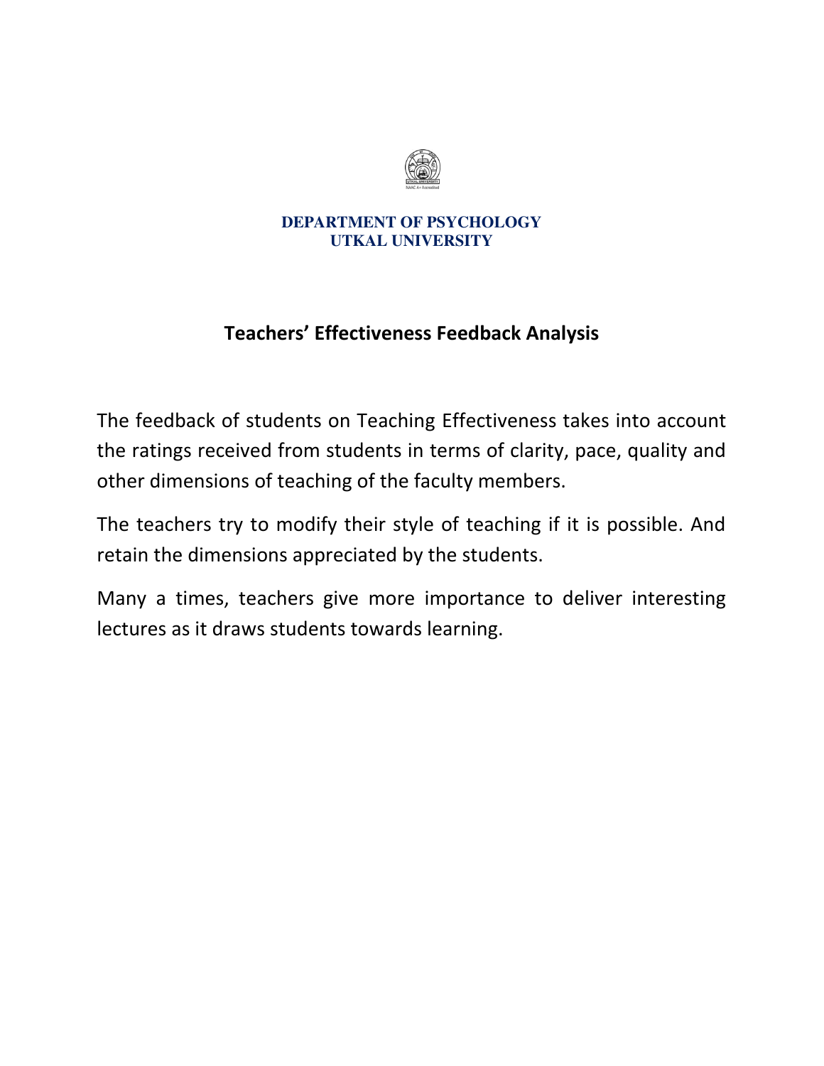**DEPARTMENT OF PSYCHOLOGY**
**UTKAL UNIVERSITY**

# Teachers' Effectiveness Feedback Analysis

The feedback of students on Teaching Effectiveness takes into account the ratings received from students in terms of clarity, pace, quality and other dimensions of teaching of the faculty members.

The teachers try to modify their style of teaching if it is possible. And retain the dimensions appreciated by the students.

Many a times, teachers give more importance to deliver interesting lectures as it draws students towards learning.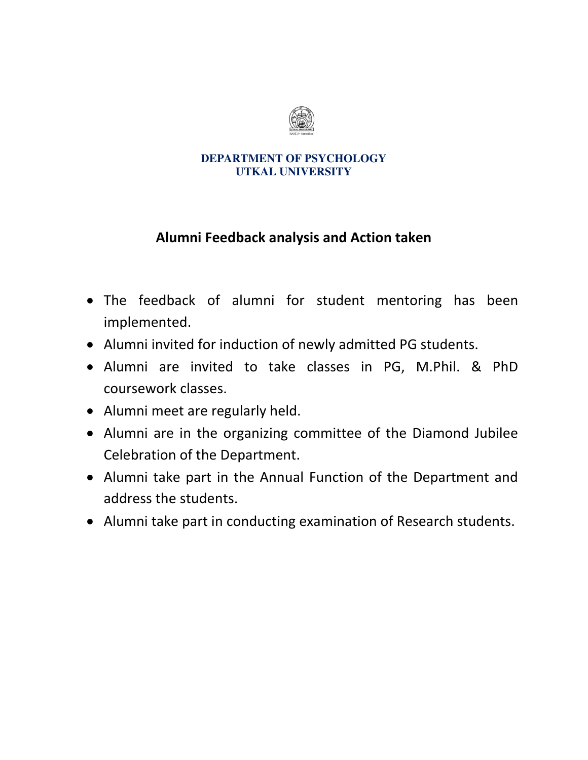**DEPARTMENT OF PSYCHOLOGY**
**UTKAL UNIVERSITY**

## Alumni Feedback analysis and Action taken

- The feedback of alumni for student mentoring has been implemented.
- Alumni invited for induction of newly admitted PG students.
- Alumni are invited to take classes in PG, M.Phil. & PhD coursework classes.
- Alumni meet are regularly held.
- Alumni are in the organizing committee of the Diamond Jubilee Celebration of the Department.
- Alumni take part in the Annual Function of the Department and address the students.
- Alumni take part in conducting examination of Research students.